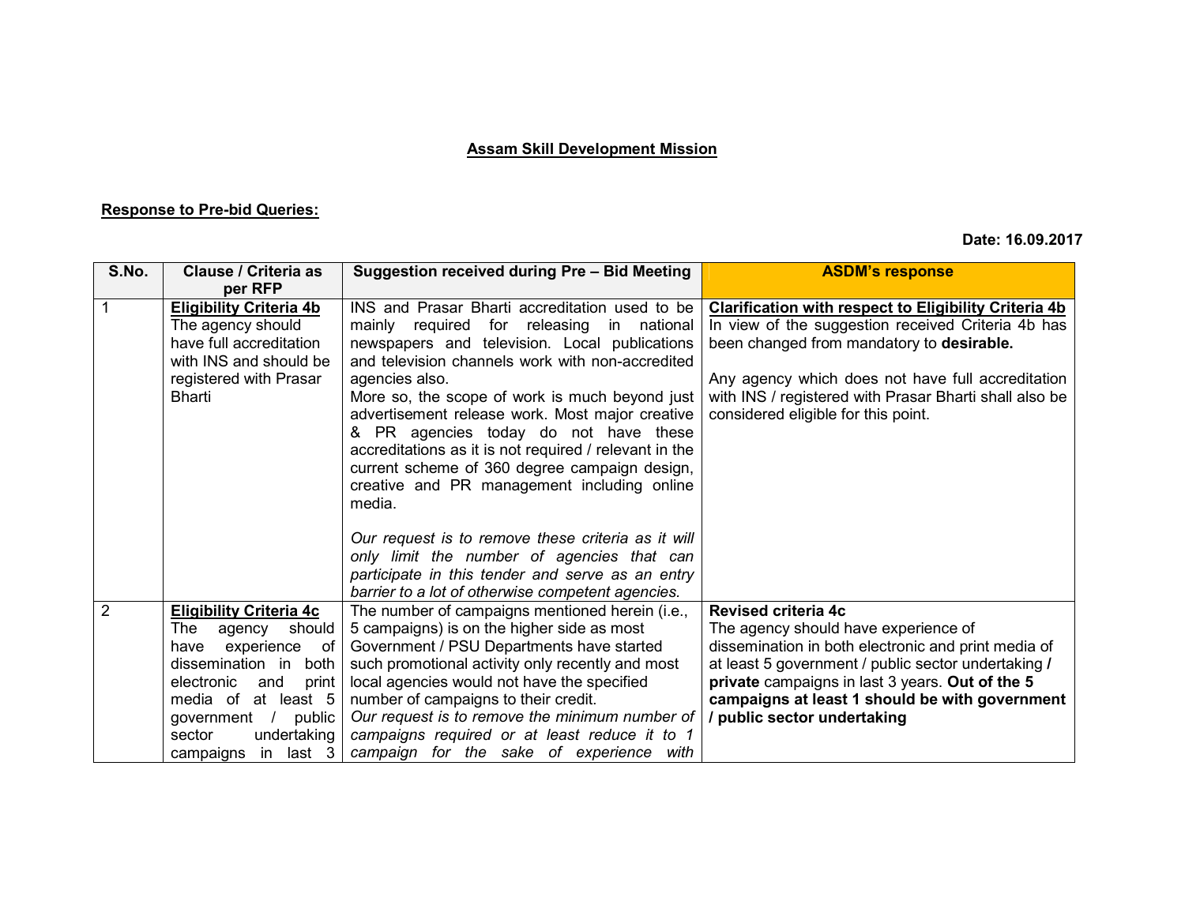# Assam Skill Development Mission

## Response to Pre-bid Queries:

**Date: 16.09.2017**

| S.No. | Clause / Criteria as per RFP | Suggestion received during Pre – Bid Meeting | ASDM's response |
|---|---|---|---|
| 1 | **Eligibility Criteria 4b** The agency should have full accreditation with INS and should be registered with Prasar Bharti | INS and Prasar Bharti accreditation used to be mainly required for releasing in national newspapers and television. Local publications and television channels work with non-accredited agencies also. More so, the scope of work is much beyond just advertisement release work. Most major creative & PR agencies today do not have these accreditations as it is not required / relevant in the current scheme of 360 degree campaign design, creative and PR management including online media. <br><br> *Our request is to remove these criteria as it will only limit the number of agencies that can participate in this tender and serve as an entry barrier to a lot of otherwise competent agencies.* | **Clarification with respect to Eligibility Criteria 4b** In view of the suggestion received Criteria 4b has been changed from mandatory to **desirable.** <br><br> Any agency which does not have full accreditation with INS / registered with Prasar Bharti shall also be considered eligible for this point. |
| 2 | **Eligibility Criteria 4c** The agency should have experience of dissemination in both electronic and print media of at least 5 government / public sector undertaking campaigns in last 3 | The number of campaigns mentioned herein (i.e., 5 campaigns) is on the higher side as most Government / PSU Departments have started such promotional activity only recently and most local agencies would not have the specified number of campaigns to their credit. *Our request is to remove the minimum number of campaigns required or at least reduce it to 1 campaign for the sake of experience with* | **Revised criteria 4c** The agency should have experience of dissemination in both electronic and print media of at least 5 government / public sector undertaking **/ private** campaigns in last 3 years. **Out of the 5 campaigns at least 1 should be with government / public sector undertaking** |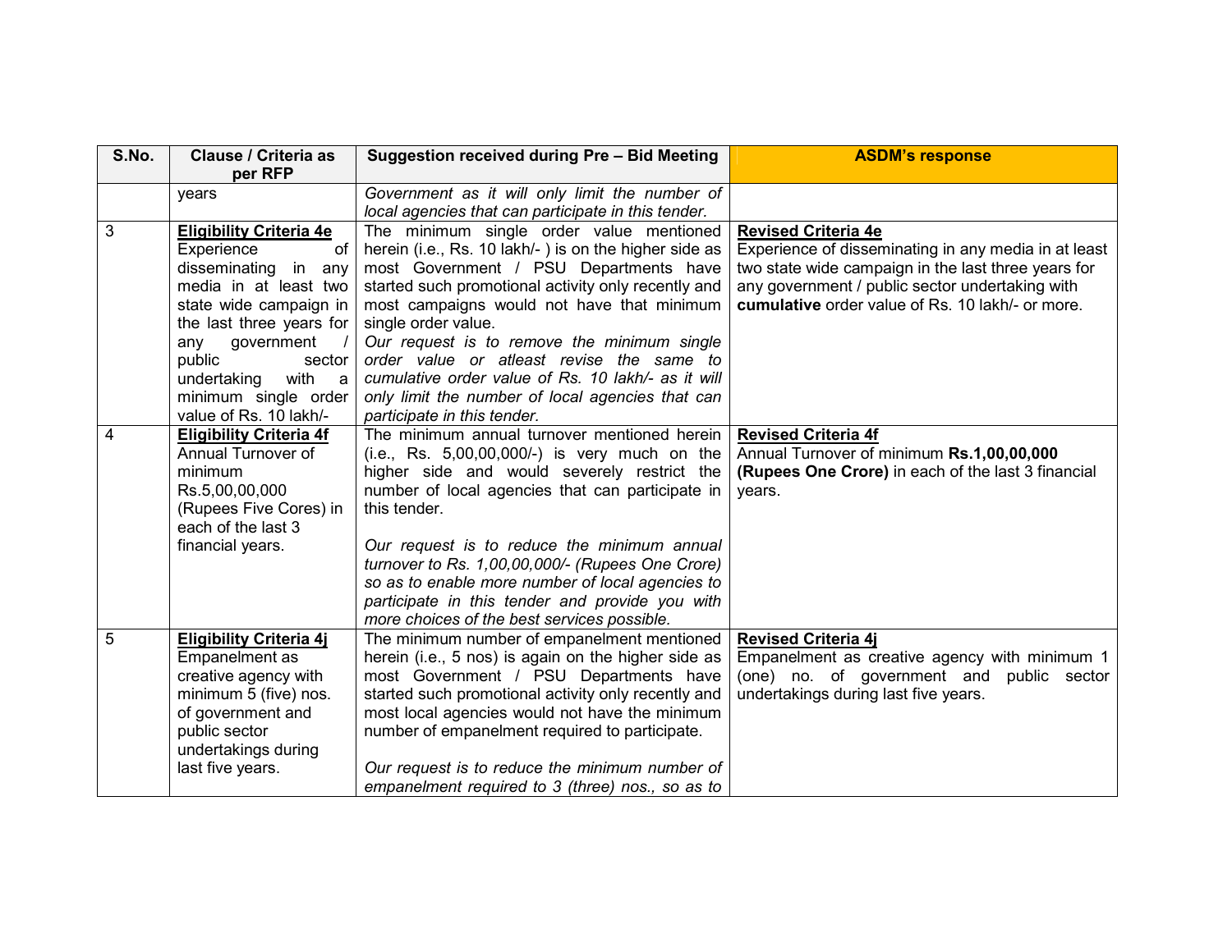| S.No. | Clause / Criteria as per RFP | Suggestion received during Pre – Bid Meeting | ASDM's response |
|---|---|---|---|
| | years | *Government as it will only limit the number of local agencies that can participate in this tender.* | |
| 3 | **Eligibility Criteria 4e**<br>Experience of disseminating in any media in at least two state wide campaign in the last three years for any government / public sector undertaking with a minimum single order value of Rs. 10 lakh/- | The minimum single order value mentioned herein (i.e., Rs. 10 lakh/- ) is on the higher side as most Government / PSU Departments have started such promotional activity only recently and most campaigns would not have that minimum single order value.<br>*Our request is to remove the minimum single order value or atleast revise the same to cumulative order value of Rs. 10 lakh/- as it will only limit the number of local agencies that can participate in this tender.* | **Revised Criteria 4e**<br>Experience of disseminating in any media in at least two state wide campaign in the last three years for any government / public sector undertaking with **cumulative** order value of Rs. 10 lakh/- or more. |
| 4 | **Eligibility Criteria 4f**<br>Annual Turnover of minimum Rs.5,00,00,000 (Rupees Five Cores) in each of the last 3 financial years. | The minimum annual turnover mentioned herein (i.e., Rs. 5,00,00,000/-) is very much on the higher side and would severely restrict the number of local agencies that can participate in this tender.<br><br>*Our request is to reduce the minimum annual turnover to Rs. 1,00,00,000/- (Rupees One Crore) so as to enable more number of local agencies to participate in this tender and provide you with more choices of the best services possible.* | **Revised Criteria 4f**<br>Annual Turnover of minimum **Rs.1,00,00,000 (Rupees One Crore)** in each of the last 3 financial years. |
| 5 | **Eligibility Criteria 4j**<br>Empanelment as creative agency with minimum 5 (five) nos. of government and public sector undertakings during last five years. | The minimum number of empanelment mentioned herein (i.e., 5 nos) is again on the higher side as most Government / PSU Departments have started such promotional activity only recently and most local agencies would not have the minimum number of empanelment required to participate.<br><br>*Our request is to reduce the minimum number of empanelment required to 3 (three) nos., so as to* | **Revised Criteria 4j**<br>Empanelment as creative agency with minimum 1 (one) no. of government and public sector undertakings during last five years. |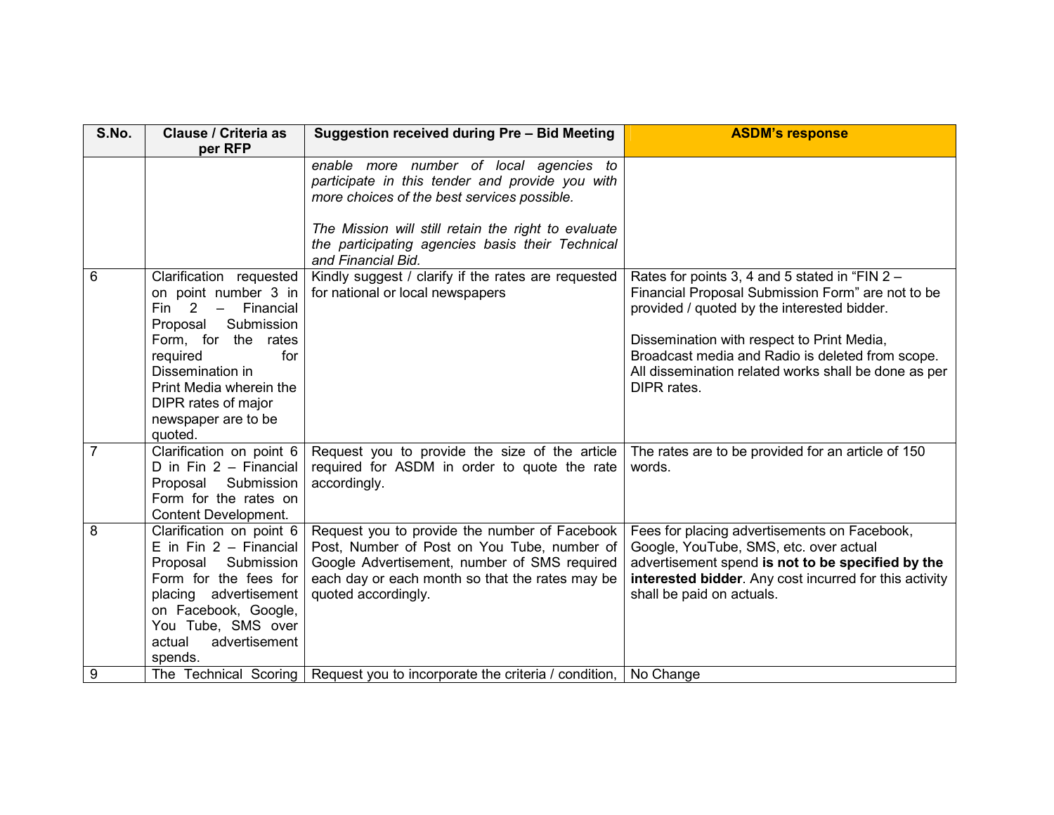| S.No. | Clause / Criteria as per RFP | Suggestion received during Pre – Bid Meeting | ASDM's response |
|---|---|---|---|
| | | *enable more number of local agencies to participate in this tender and provide you with more choices of the best services possible.*<br><br>*The Mission will still retain the right to evaluate the participating agencies basis their Technical and Financial Bid.* | |
| 6 | Clarification requested on point number 3 in Fin 2 – Financial Proposal Submission Form, for the rates required for Dissemination in Print Media wherein the DIPR rates of major newspaper are to be quoted. | Kindly suggest / clarify if the rates are requested for national or local newspapers | Rates for points 3, 4 and 5 stated in "FIN 2 – Financial Proposal Submission Form" are not to be provided / quoted by the interested bidder.<br><br>Dissemination with respect to Print Media, Broadcast media and Radio is deleted from scope. All dissemination related works shall be done as per DIPR rates. |
| 7 | Clarification on point 6 D in Fin 2 – Financial Proposal Submission Form for the rates on Content Development. | Request you to provide the size of the article required for ASDM in order to quote the rate accordingly. | The rates are to be provided for an article of 150 words. |
| 8 | Clarification on point 6 E in Fin 2 – Financial Proposal Submission Form for the fees for placing advertisement on Facebook, Google, You Tube, SMS over actual advertisement spends. | Request you to provide the number of Facebook Post, Number of Post on You Tube, number of Google Advertisement, number of SMS required each day or each month so that the rates may be quoted accordingly. | Fees for placing advertisements on Facebook, Google, YouTube, SMS, etc. over actual advertisement spend **is not to be specified by the interested bidder**. Any cost incurred for this activity shall be paid on actuals. |
| 9 | The Technical Scoring | Request you to incorporate the criteria / condition, | No Change |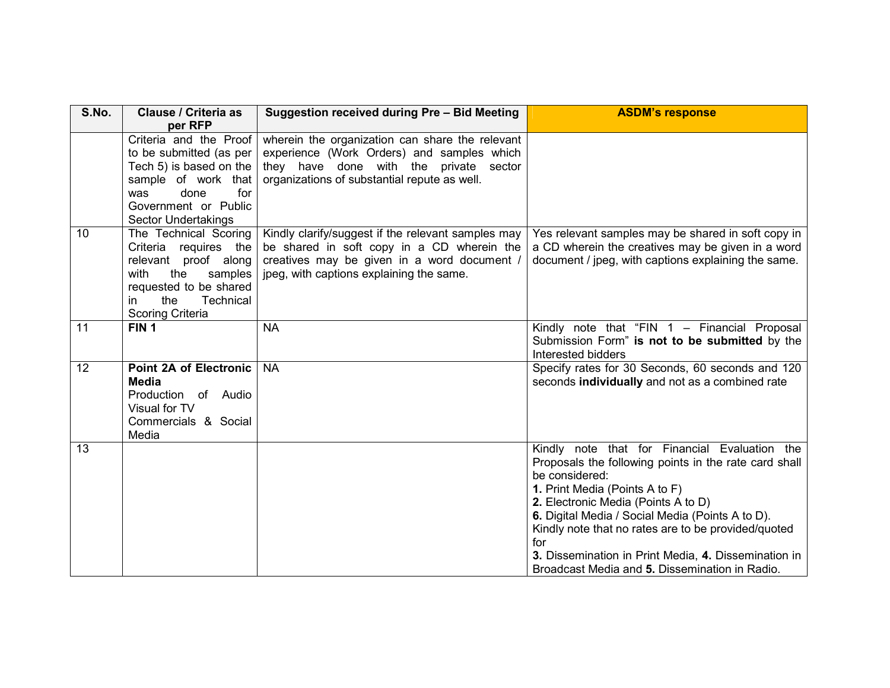| S.No. | Clause / Criteria as per RFP | Suggestion received during Pre – Bid Meeting | ASDM's response |
|---|---|---|---|
| | Criteria and the Proof to be submitted (as per Tech 5) is based on the sample of work that was done for Government or Public Sector Undertakings | wherein the organization can share the relevant experience (Work Orders) and samples which they have done with the private sector organizations of substantial repute as well. | |
| 10 | The Technical Scoring Criteria requires the relevant proof along with the samples requested to be shared in the Technical Scoring Criteria | Kindly clarify/suggest if the relevant samples may be shared in soft copy in a CD wherein the creatives may be given in a word document / jpeg, with captions explaining the same. | Yes relevant samples may be shared in soft copy in a CD wherein the creatives may be given in a word document / jpeg, with captions explaining the same. |
| 11 | **FIN 1** | NA | Kindly note that "FIN 1 – Financial Proposal Submission Form" **is not to be submitted** by the Interested bidders |
| 12 | **Point 2A of Electronic Media** Production of Audio Visual for TV Commercials & Social Media | NA | Specify rates for 30 Seconds, 60 seconds and 120 seconds **individually** and not as a combined rate |
| 13 | | | Kindly note that for Financial Evaluation the Proposals the following points in the rate card shall be considered:<br>**1.** Print Media (Points A to F)<br>**2.** Electronic Media (Points A to D)<br>**6.** Digital Media / Social Media (Points A to D).<br>Kindly note that no rates are to be provided/quoted for<br>**3.** Dissemination in Print Media, **4.** Dissemination in Broadcast Media and **5.** Dissemination in Radio. |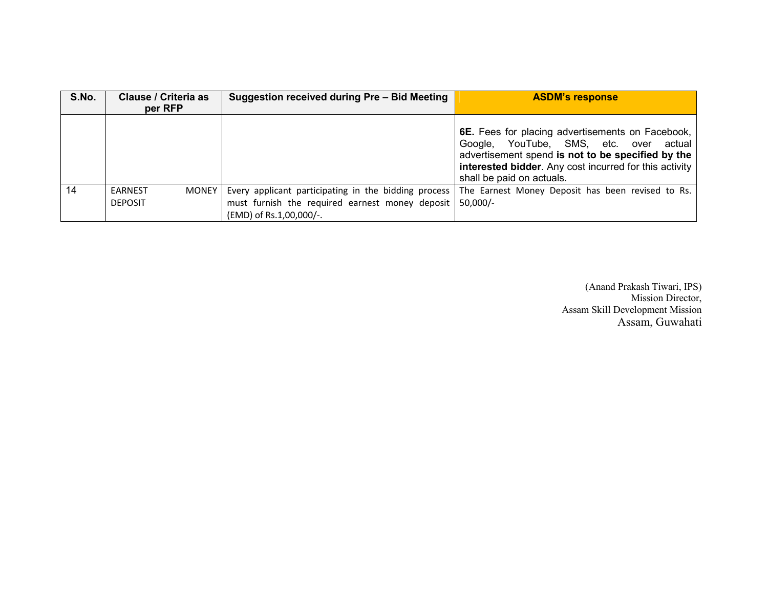| S.No. | Clause / Criteria as per RFP | Suggestion received during Pre – Bid Meeting | ASDM's response |
|---|---|---|---|
| | | | **6E.** Fees for placing advertisements on Facebook, Google, YouTube, SMS, etc. over actual advertisement spend **is not to be specified by the interested bidder**. Any cost incurred for this activity shall be paid on actuals. |
| 14 | EARNEST MONEY DEPOSIT | Every applicant participating in the bidding process must furnish the required earnest money deposit (EMD) of Rs.1,00,000/-. | The Earnest Money Deposit has been revised to Rs. 50,000/- |

(Anand Prakash Tiwari, IPS)
Mission Director,
Assam Skill Development Mission
Assam, Guwahati